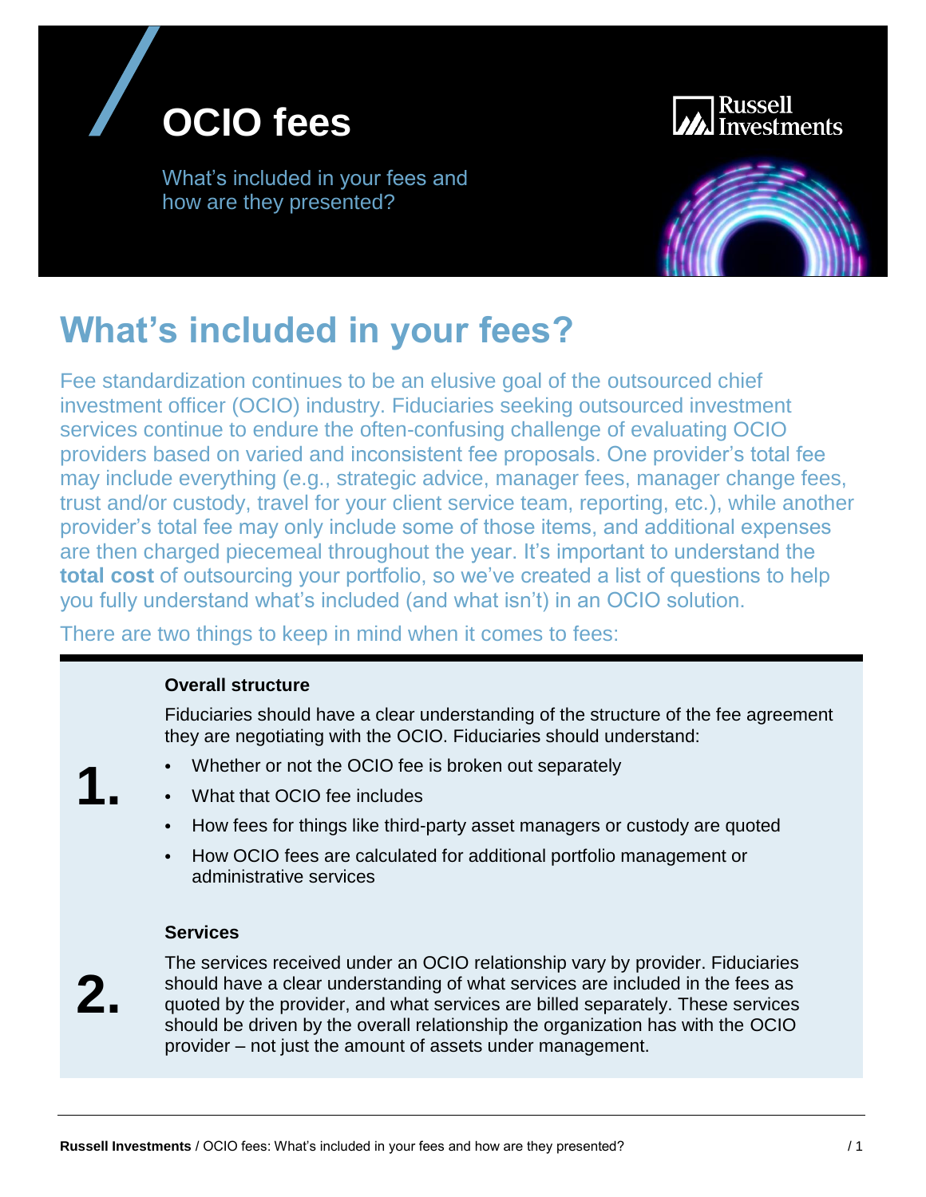# OCIO fees

What's included in your fees and how are they presented?

## What's included in your fees?

Fee standardization continues to be an elusive goal of the outsourced chief investment officer (OCIO) industry. Fiduciaries seeking outsourced investment services continue to endure the often-confusing challenge of evaluating OCIO providers based on varied and inconsistent fee proposals. One provider's total fee may include everything (e.g., strategic advice, manager fees, manager change fees, trust and/or custody, travel for your client service team, reporting, etc.), while another provider's total fee may only include some of those items, and additional expenses are then charged piecemeal throughout the year. It's important to understand the **total cost** of outsourcing your portfolio, so we've created a list of questions to help you fully understand what's included (and what isn't) in an OCIO solution.

There are two things to keep in mind when it comes to fees:

**1. Overall structure**

Fiduciaries should have a clear understanding of the structure of the fee agreement they are negotiating with the OCIO. Fiduciaries should understand:

- Whether or not the OCIO fee is broken out separately
- What that OCIO fee includes
- How fees for things like third-party asset managers or custody are quoted
- How OCIO fees are calculated for additional portfolio management or administrative services

**2. Services**

The services received under an OCIO relationship vary by provider. Fiduciaries should have a clear understanding of what services are included in the fees as quoted by the provider, and what services are billed separately. These services should be driven by the overall relationship the organization has with the OCIO provider – not just the amount of assets under management.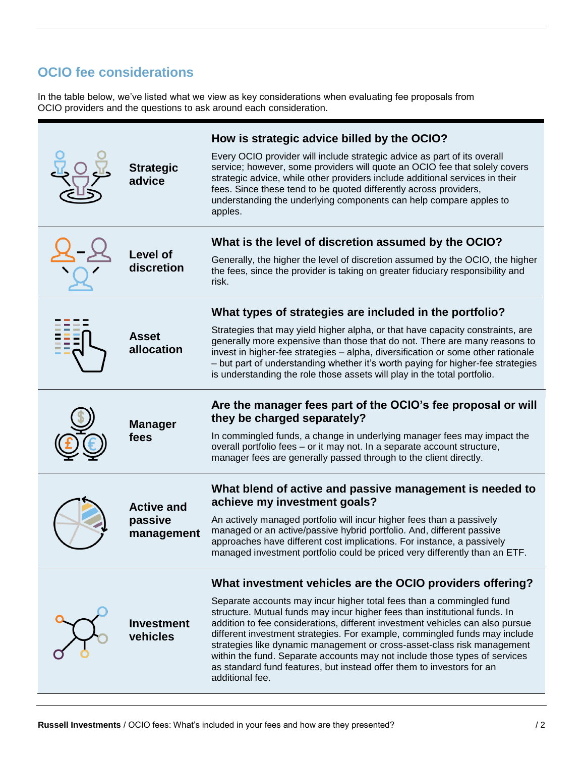## OCIO fee considerations

In the table below, we've listed what we view as key considerations when evaluating fee proposals from OCIO providers and the questions to ask around each consideration.

| Consideration | Question and details |
| --- | --- |
| **Strategic advice** | **How is strategic advice billed by the OCIO?** Every OCIO provider will include strategic advice as part of its overall service; however, some providers will quote an OCIO fee that solely covers strategic advice, while other providers include additional services in their fees. Since these tend to be quoted differently across providers, understanding the underlying components can help compare apples to apples. |
| **Level of discretion** | **What is the level of discretion assumed by the OCIO?** Generally, the higher the level of discretion assumed by the OCIO, the higher the fees, since the provider is taking on greater fiduciary responsibility and risk. |
| **Asset allocation** | **What types of strategies are included in the portfolio?** Strategies that may yield higher alpha, or that have capacity constraints, are generally more expensive than those that do not. There are many reasons to invest in higher-fee strategies – alpha, diversification or some other rationale – but part of understanding whether it's worth paying for higher-fee strategies is understanding the role those assets will play in the total portfolio. |
| **Manager fees** | **Are the manager fees part of the OCIO's fee proposal or will they be charged separately?** In commingled funds, a change in underlying manager fees may impact the overall portfolio fees – or it may not. In a separate account structure, manager fees are generally passed through to the client directly. |
| **Active and passive management** | **What blend of active and passive management is needed to achieve my investment goals?** An actively managed portfolio will incur higher fees than a passively managed or an active/passive hybrid portfolio. And, different passive approaches have different cost implications. For instance, a passively managed investment portfolio could be priced very differently than an ETF. |
| **Investment vehicles** | **What investment vehicles are the OCIO providers offering?** Separate accounts may incur higher total fees than a commingled fund structure. Mutual funds may incur higher fees than institutional funds. In addition to fee considerations, different investment vehicles can also pursue different investment strategies. For example, commingled funds may include strategies like dynamic management or cross-asset-class risk management within the fund. Separate accounts may not include those types of services as standard fund features, but instead offer them to investors for an additional fee. |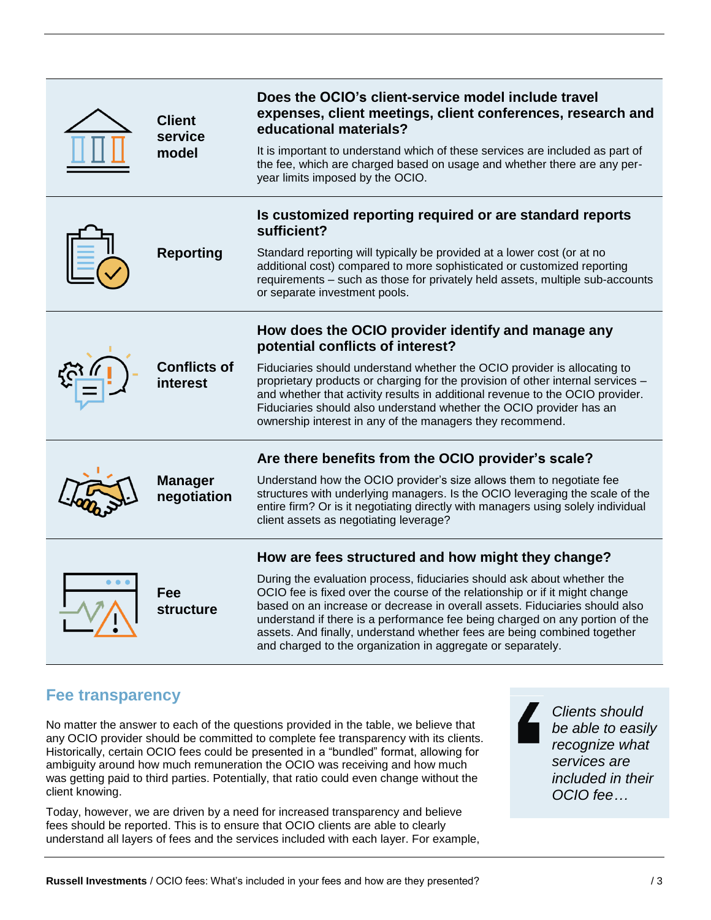| | |
|---|---|
| **Client service model** | **Does the OCIO's client-service model include travel expenses, client meetings, client conferences, research and educational materials?**<br><br>It is important to understand which of these services are included as part of the fee, which are charged based on usage and whether there are any per-year limits imposed by the OCIO. |
| **Reporting** | **Is customized reporting required or are standard reports sufficient?**<br><br>Standard reporting will typically be provided at a lower cost (or at no additional cost) compared to more sophisticated or customized reporting requirements – such as those for privately held assets, multiple sub-accounts or separate investment pools. |
| **Conflicts of interest** | **How does the OCIO provider identify and manage any potential conflicts of interest?**<br><br>Fiduciaries should understand whether the OCIO provider is allocating to proprietary products or charging for the provision of other internal services – and whether that activity results in additional revenue to the OCIO provider. Fiduciaries should also understand whether the OCIO provider has an ownership interest in any of the managers they recommend. |
| **Manager negotiation** | **Are there benefits from the OCIO provider's scale?**<br><br>Understand how the OCIO provider's size allows them to negotiate fee structures with underlying managers. Is the OCIO leveraging the scale of the entire firm? Or is it negotiating directly with managers using solely individual client assets as negotiating leverage? |
| **Fee structure** | **How are fees structured and how might they change?**<br><br>During the evaluation process, fiduciaries should ask about whether the OCIO fee is fixed over the course of the relationship or if it might change based on an increase or decrease in overall assets. Fiduciaries should also understand if there is a performance fee being charged on any portion of the assets. And finally, understand whether fees are being combined together and charged to the organization in aggregate or separately. |

## Fee transparency

No matter the answer to each of the questions provided in the table, we believe that any OCIO provider should be committed to complete fee transparency with its clients. Historically, certain OCIO fees could be presented in a "bundled" format, allowing for ambiguity around how much remuneration the OCIO was receiving and how much was getting paid to third parties. Potentially, that ratio could even change without the client knowing.

Today, however, we are driven by a need for increased transparency and believe fees should be reported. This is to ensure that OCIO clients are able to clearly understand all layers of fees and the services included with each layer. For example,

> *Clients should be able to easily recognize what services are included in their OCIO fee…*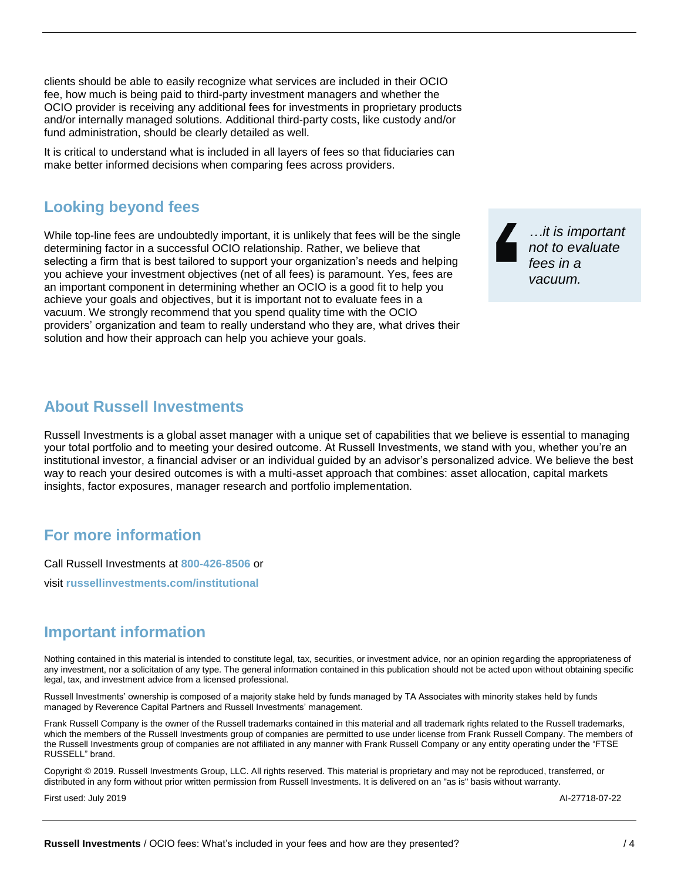clients should be able to easily recognize what services are included in their OCIO fee, how much is being paid to third-party investment managers and whether the OCIO provider is receiving any additional fees for investments in proprietary products and/or internally managed solutions. Additional third-party costs, like custody and/or fund administration, should be clearly detailed as well.

It is critical to understand what is included in all layers of fees so that fiduciaries can make better informed decisions when comparing fees across providers.

## Looking beyond fees

While top-line fees are undoubtedly important, it is unlikely that fees will be the single determining factor in a successful OCIO relationship. Rather, we believe that selecting a firm that is best tailored to support your organization's needs and helping you achieve your investment objectives (net of all fees) is paramount. Yes, fees are an important component in determining whether an OCIO is a good fit to help you achieve your goals and objectives, but it is important not to evaluate fees in a vacuum. We strongly recommend that you spend quality time with the OCIO providers' organization and team to really understand who they are, what drives their solution and how their approach can help you achieve your goals.

> *…it is important not to evaluate fees in a vacuum.*

## About Russell Investments

Russell Investments is a global asset manager with a unique set of capabilities that we believe is essential to managing your total portfolio and to meeting your desired outcome. At Russell Investments, we stand with you, whether you're an institutional investor, a financial adviser or an individual guided by an advisor's personalized advice. We believe the best way to reach your desired outcomes is with a multi-asset approach that combines: asset allocation, capital markets insights, factor exposures, manager research and portfolio implementation.

## For more information

Call Russell Investments at **800-426-8506** or

visit **russellinvestments.com/institutional**

## Important information

Nothing contained in this material is intended to constitute legal, tax, securities, or investment advice, nor an opinion regarding the appropriateness of any investment, nor a solicitation of any type. The general information contained in this publication should not be acted upon without obtaining specific legal, tax, and investment advice from a licensed professional.

Russell Investments' ownership is composed of a majority stake held by funds managed by TA Associates with minority stakes held by funds managed by Reverence Capital Partners and Russell Investments' management.

Frank Russell Company is the owner of the Russell trademarks contained in this material and all trademark rights related to the Russell trademarks, which the members of the Russell Investments group of companies are permitted to use under license from Frank Russell Company. The members of the Russell Investments group of companies are not affiliated in any manner with Frank Russell Company or any entity operating under the "FTSE RUSSELL" brand.

Copyright © 2019. Russell Investments Group, LLC. All rights reserved. This material is proprietary and may not be reproduced, transferred, or distributed in any form without prior written permission from Russell Investments. It is delivered on an "as is" basis without warranty.

First used: July 2019

AI-27718-07-22